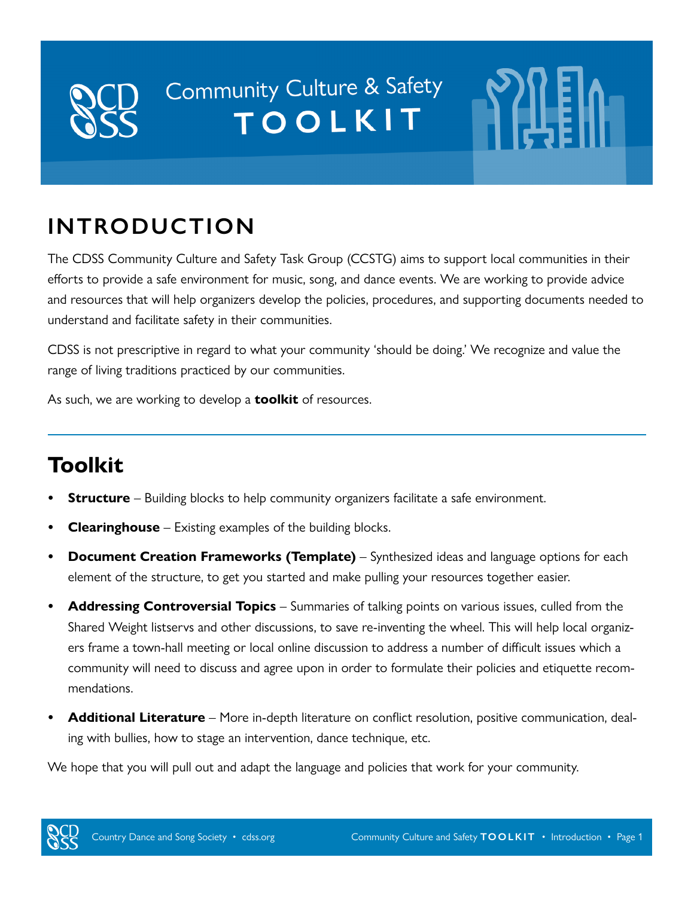# Community Culture & Safety TOOLKIT

## INTRODUCTION

The CDSS Community Culture and Safety Task Group (CCSTG) aims to support local communities in their efforts to provide a safe environment for music, song, and dance events. We are working to provide advice and resources that will help organizers develop the policies, procedures, and supporting documents needed to understand and facilitate safety in their communities.

CDSS is not prescriptive in regard to what your community 'should be doing.' We recognize and value the range of living traditions practiced by our communities.

As such, we are working to develop a **toolkit** of resources.

---

## Toolkit

- **Structure** – Building blocks to help community organizers facilitate a safe environment.
- **Clearinghouse** – Existing examples of the building blocks.
- **Document Creation Frameworks (Template)** – Synthesized ideas and language options for each element of the structure, to get you started and make pulling your resources together easier.
- **Addressing Controversial Topics** – Summaries of talking points on various issues, culled from the Shared Weight listservs and other discussions, to save re-inventing the wheel. This will help local organizers frame a town-hall meeting or local online discussion to address a number of difficult issues which a community will need to discuss and agree upon in order to formulate their policies and etiquette recommendations.
- **Additional Literature** – More in-depth literature on conflict resolution, positive communication, dealing with bullies, how to stage an intervention, dance technique, etc.

We hope that you will pull out and adapt the language and policies that work for your community.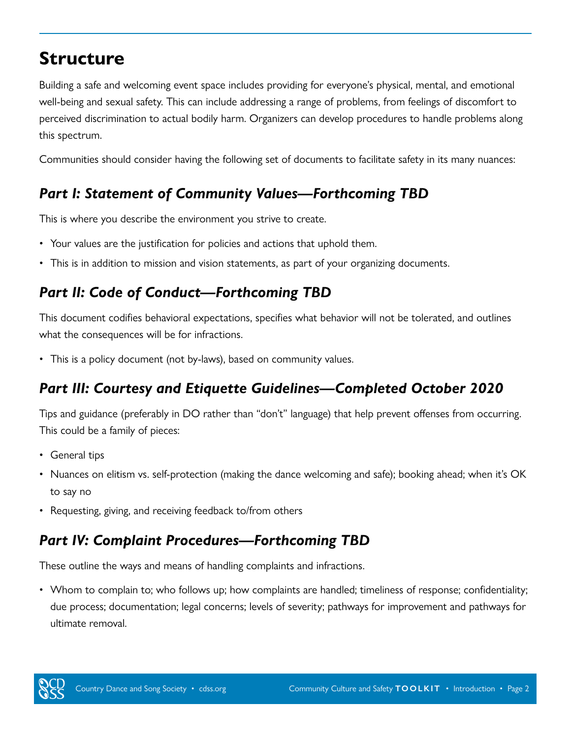# Structure

Building a safe and welcoming event space includes providing for everyone's physical, mental, and emotional well-being and sexual safety. This can include addressing a range of problems, from feelings of discomfort to perceived discrimination to actual bodily harm. Organizers can develop procedures to handle problems along this spectrum.

Communities should consider having the following set of documents to facilitate safety in its many nuances:

## *Part I: Statement of Community Values—Forthcoming TBD*

This is where you describe the environment you strive to create.

- Your values are the justification for policies and actions that uphold them.
- This is in addition to mission and vision statements, as part of your organizing documents.

## *Part II: Code of Conduct—Forthcoming TBD*

This document codifies behavioral expectations, specifies what behavior will not be tolerated, and outlines what the consequences will be for infractions.

- This is a policy document (not by-laws), based on community values.

## *Part III: Courtesy and Etiquette Guidelines—Completed October 2020*

Tips and guidance (preferably in DO rather than "don't" language) that help prevent offenses from occurring. This could be a family of pieces:

- General tips
- Nuances on elitism vs. self-protection (making the dance welcoming and safe); booking ahead; when it's OK to say no
- Requesting, giving, and receiving feedback to/from others

## *Part IV: Complaint Procedures—Forthcoming TBD*

These outline the ways and means of handling complaints and infractions.

- Whom to complain to; who follows up; how complaints are handled; timeliness of response; confidentiality; due process; documentation; legal concerns; levels of severity; pathways for improvement and pathways for ultimate removal.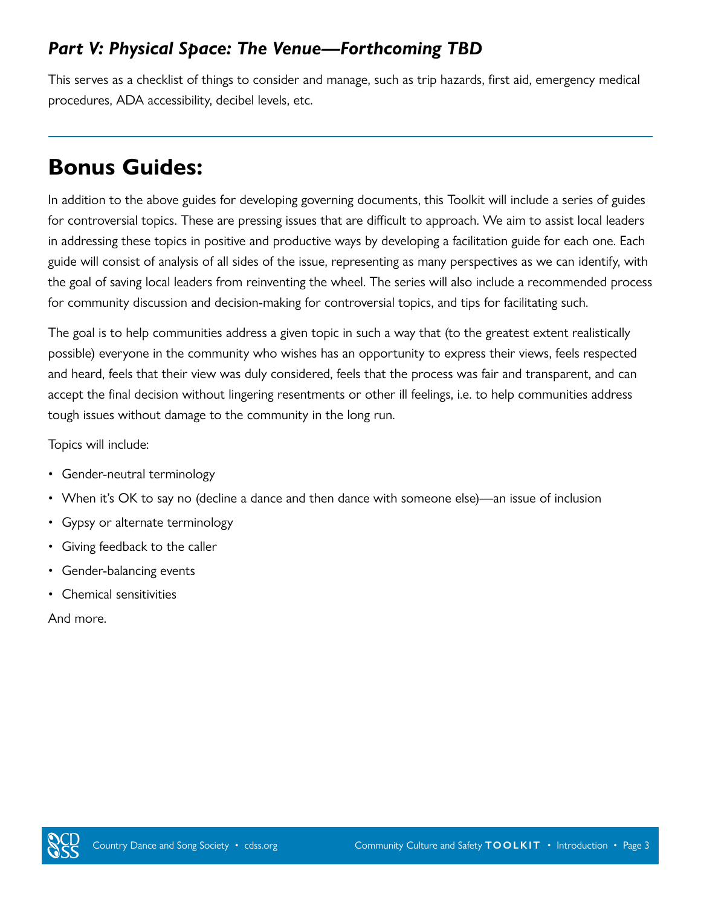## *Part V: Physical Space: The Venue—Forthcoming TBD*

This serves as a checklist of things to consider and manage, such as trip hazards, first aid, emergency medical procedures, ADA accessibility, decibel levels, etc.

---

# Bonus Guides:

In addition to the above guides for developing governing documents, this Toolkit will include a series of guides for controversial topics. These are pressing issues that are difficult to approach. We aim to assist local leaders in addressing these topics in positive and productive ways by developing a facilitation guide for each one. Each guide will consist of analysis of all sides of the issue, representing as many perspectives as we can identify, with the goal of saving local leaders from reinventing the wheel. The series will also include a recommended process for community discussion and decision-making for controversial topics, and tips for facilitating such.

The goal is to help communities address a given topic in such a way that (to the greatest extent realistically possible) everyone in the community who wishes has an opportunity to express their views, feels respected and heard, feels that their view was duly considered, feels that the process was fair and transparent, and can accept the final decision without lingering resentments or other ill feelings, i.e. to help communities address tough issues without damage to the community in the long run.

Topics will include:

- Gender-neutral terminology
- When it's OK to say no (decline a dance and then dance with someone else)—an issue of inclusion
- Gypsy or alternate terminology
- Giving feedback to the caller
- Gender-balancing events
- Chemical sensitivities

And more.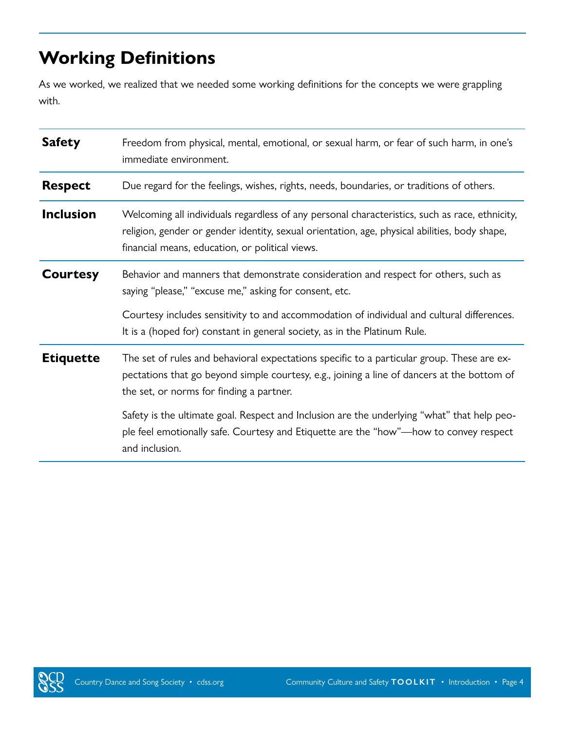## Working Definitions

As we worked, we realized that we needed some working definitions for the concepts we were grappling with.

| | |
|---|---|
| **Safety** | Freedom from physical, mental, emotional, or sexual harm, or fear of such harm, in one's immediate environment. |
| **Respect** | Due regard for the feelings, wishes, rights, needs, boundaries, or traditions of others. |
| **Inclusion** | Welcoming all individuals regardless of any personal characteristics, such as race, ethnicity, religion, gender or gender identity, sexual orientation, age, physical abilities, body shape, financial means, education, or political views. |
| **Courtesy** | Behavior and manners that demonstrate consideration and respect for others, such as saying "please," "excuse me," asking for consent, etc.<br><br>Courtesy includes sensitivity to and accommodation of individual and cultural differences. It is a (hoped for) constant in general society, as in the Platinum Rule. |
| **Etiquette** | The set of rules and behavioral expectations specific to a particular group. These are expectations that go beyond simple courtesy, e.g., joining a line of dancers at the bottom of the set, or norms for finding a partner.<br><br>Safety is the ultimate goal. Respect and Inclusion are the underlying "what" that help people feel emotionally safe. Courtesy and Etiquette are the "how"—how to convey respect and inclusion. |